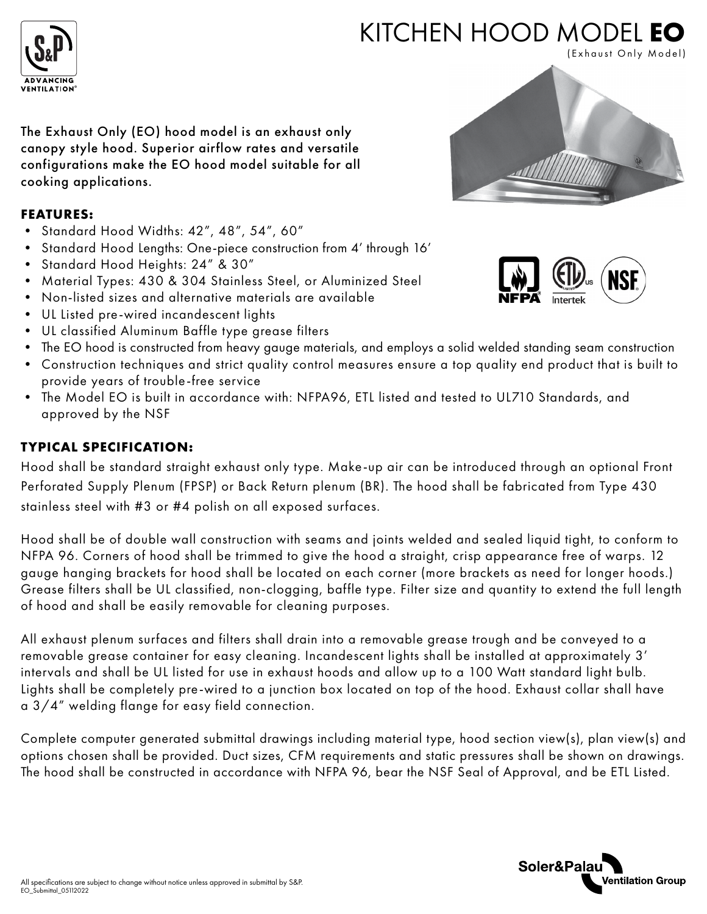# KITCHEN HOOD MODEL **EO**

(Exhaust Only Model)

The Exhaust Only (EO) hood model is an exhaust only canopy style hood. Superior airflow rates and versatile configurations make the EO hood model suitable for all cooking applications.

## FEATURES:

- Standard Hood Widths: 42", 48", 54", 60"
- Standard Hood Lengths: One-piece construction from 4' through 16'
- Standard Hood Heights: 24" & 30"
- Material Types: 430 & 304 Stainless Steel, or Aluminized Steel
- Non-listed sizes and alternative materials are available
- UL Listed pre-wired incandescent lights
- UL classified Aluminum Baffle type grease filters
- The EO hood is constructed from heavy gauge materials, and employs a solid welded standing seam construction
- Construction techniques and strict quality control measures ensure a top quality end product that is built to provide years of trouble-free service
- The Model EO is built in accordance with: NFPA96, ETL listed and tested to UL710 Standards, and approved by the NSF

## TYPICAL SPECIFICATION:

Hood shall be standard straight exhaust only type. Make-up air can be introduced through an optional Front Perforated Supply Plenum (FPSP) or Back Return plenum (BR). The hood shall be fabricated from Type 430 stainless steel with #3 or #4 polish on all exposed surfaces.

Hood shall be of double wall construction with seams and joints welded and sealed liquid tight, to conform to NFPA 96. Corners of hood shall be trimmed to give the hood a straight, crisp appearance free of warps. 12 gauge hanging brackets for hood shall be located on each corner (more brackets as need for longer hoods.) Grease filters shall be UL classified, non-clogging, baffle type. Filter size and quantity to extend the full length of hood and shall be easily removable for cleaning purposes.

All exhaust plenum surfaces and filters shall drain into a removable grease trough and be conveyed to a removable grease container for easy cleaning. Incandescent lights shall be installed at approximately 3' intervals and shall be UL listed for use in exhaust hoods and allow up to a 100 Watt standard light bulb. Lights shall be completely pre-wired to a junction box located on top of the hood. Exhaust collar shall have a 3/4" welding flange for easy field connection.

Complete computer generated submittal drawings including material type, hood section view(s), plan view(s) and options chosen shall be provided. Duct sizes, CFM requirements and static pressures shall be shown on drawings. The hood shall be constructed in accordance with NFPA 96, bear the NSF Seal of Approval, and be ETL Listed.

All specifications are subject to change without notice unless approved in submittal by S&P.
EO_Submittal_05112022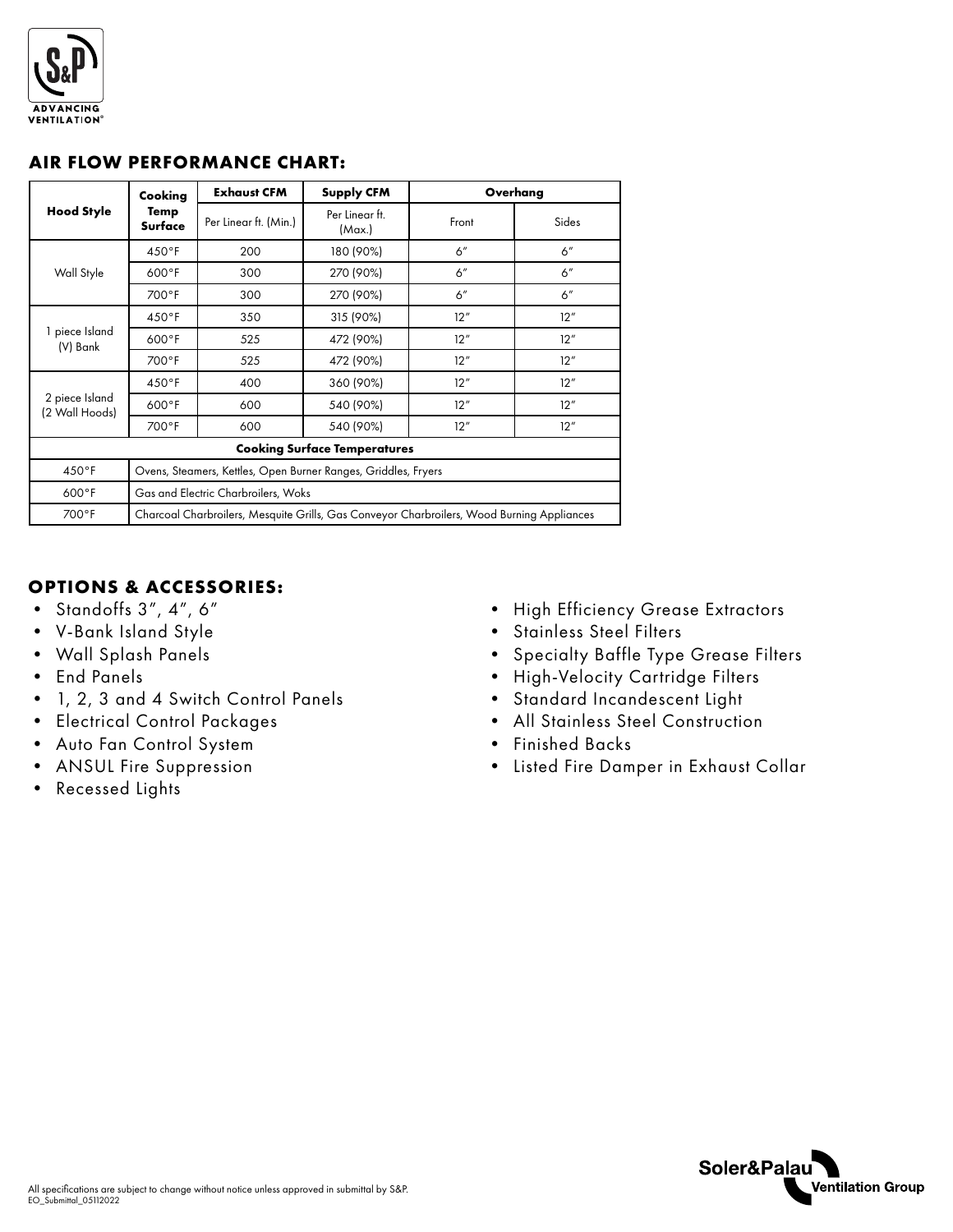## AIR FLOW PERFORMANCE CHART:

| Hood Style | Cooking Temp Surface | Exhaust CFM | Supply CFM | Overhang | |
|---|---|---|---|---|---|
| | | Per Linear ft. (Min.) | Per Linear ft. (Max.) | Front | Sides |
| Wall Style | 450°F | 200 | 180 (90%) | 6″ | 6″ |
| | 600°F | 300 | 270 (90%) | 6″ | 6″ |
| | 700°F | 300 | 270 (90%) | 6″ | 6″ |
| 1 piece Island (V) Bank | 450°F | 350 | 315 (90%) | 12″ | 12″ |
| | 600°F | 525 | 472 (90%) | 12″ | 12″ |
| | 700°F | 525 | 472 (90%) | 12″ | 12″ |
| 2 piece Island (2 Wall Hoods) | 450°F | 400 | 360 (90%) | 12″ | 12″ |
| | 600°F | 600 | 540 (90%) | 12″ | 12″ |
| | 700°F | 600 | 540 (90%) | 12″ | 12″ |
| **Cooking Surface Temperatures** | | | | | |
| 450°F | Ovens, Steamers, Kettles, Open Burner Ranges, Griddles, Fryers | | | | |
| 600°F | Gas and Electric Charbroilers, Woks | | | | |
| 700°F | Charcoal Charbroilers, Mesquite Grills, Gas Conveyor Charbroilers, Wood Burning Appliances | | | | |

## OPTIONS & ACCESSORIES:

- Standoffs 3″, 4″, 6″
- V-Bank Island Style
- Wall Splash Panels
- End Panels
- 1, 2, 3 and 4 Switch Control Panels
- Electrical Control Packages
- Auto Fan Control System
- ANSUL Fire Suppression
- Recessed Lights
- High Efficiency Grease Extractors
- Stainless Steel Filters
- Specialty Baffle Type Grease Filters
- High-Velocity Cartridge Filters
- Standard Incandescent Light
- All Stainless Steel Construction
- Finished Backs
- Listed Fire Damper in Exhaust Collar

All specifications are subject to change without notice unless approved in submittal by S&P.
EO_Submittal_05112022